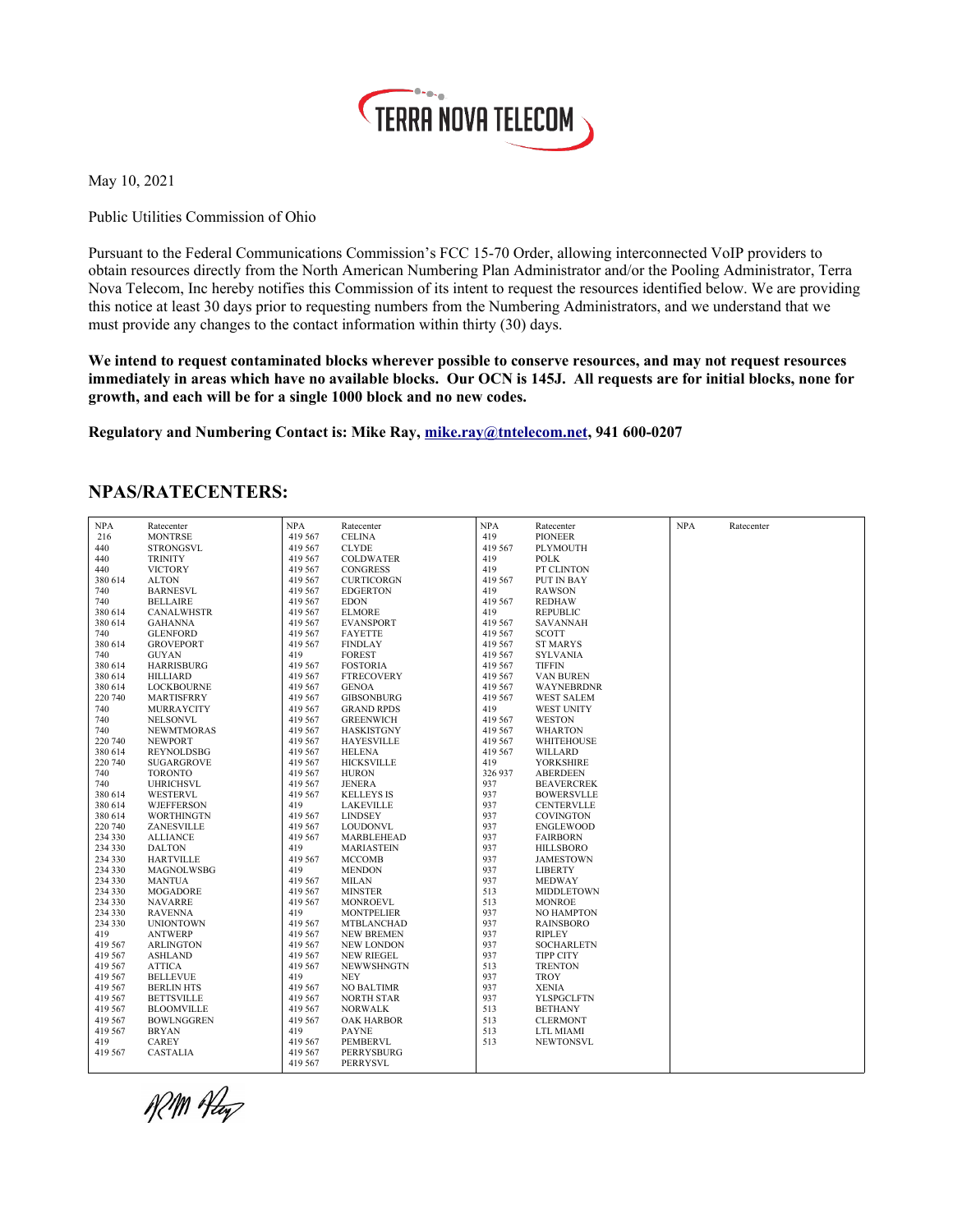TERRA NOVA TELECOM

May 10, 2021

Public Utilities Commission of Ohio

Pursuant to the Federal Communications Commission's FCC 15-70 Order, allowing interconnected VoIP providers to obtain resources directly from the North American Numbering Plan Administrator and/or the Pooling Administrator, Terra Nova Telecom, Inc hereby notifies this Commission of its intent to request the resources identified below. We are providing this notice at least 30 days prior to requesting numbers from the Numbering Administrators, and we understand that we must provide any changes to the contact information within thirty (30) days.

**We intend to request contaminated blocks wherever possible to conserve resources, and may not request resources immediately in areas which have no available blocks. Our OCN is 145J. All requests are for initial blocks, none for growth, and each will be for a single 1000 block and no new codes.**

**Regulatory and Numbering Contact is: Mike Ray, mike.ray@tntelecom.net, 941 600-0207**

## NPAS/RATECENTERS:

| NPA | Ratecenter | NPA | Ratecenter | NPA | Ratecenter | NPA | Ratecenter |
|---|---|---|---|---|---|---|---|
| 216 | MONTRSE | 419 567 | CELINA | 419 | PIONEER | | |
| 440 | STRONGSVL | 419 567 | CLYDE | 419 567 | PLYMOUTH | | |
| 440 | TRINITY | 419 567 | COLDWATER | 419 | POLK | | |
| 440 | VICTORY | 419 567 | CONGRESS | 419 | PT CLINTON | | |
| 380 614 | ALTON | 419 567 | CURTICORGN | 419 567 | PUT IN BAY | | |
| 740 | BARNESVL | 419 567 | EDGERTON | 419 | RAWSON | | |
| 740 | BELLAIRE | 419 567 | EDON | 419 567 | REDHAW | | |
| 380 614 | CANALWHSTR | 419 567 | ELMORE | 419 | REPUBLIC | | |
| 380 614 | GAHANNA | 419 567 | EVANSPORT | 419 567 | SAVANNAH | | |
| 740 | GLENFORD | 419 567 | FAYETTE | 419 567 | SCOTT | | |
| 380 614 | GROVEPORT | 419 567 | FINDLAY | 419 567 | ST MARYS | | |
| 740 | GUYAN | 419 | FOREST | 419 567 | SYLVANIA | | |
| 380 614 | HARRISBURG | 419 567 | FOSTORIA | 419 567 | TIFFIN | | |
| 380 614 | HILLIARD | 419 567 | FTRECOVERY | 419 567 | VAN BUREN | | |
| 380 614 | LOCKBOURNE | 419 567 | GENOA | 419 567 | WAYNEBRDNR | | |
| 220 740 | MARTISFRRY | 419 567 | GIBSONBURG | 419 567 | WEST SALEM | | |
| 740 | MURRAYCITY | 419 567 | GRAND RPDS | 419 | WEST UNITY | | |
| 740 | NELSONVL | 419 567 | GREENWICH | 419 567 | WESTON | | |
| 740 | NEWMTMORAS | 419 567 | HASKISTGNY | 419 567 | WHARTON | | |
| 220 740 | NEWPORT | 419 567 | HAYESVILLE | 419 567 | WHITEHOUSE | | |
| 380 614 | REYNOLDSBG | 419 567 | HELENA | 419 567 | WILLARD | | |
| 220 740 | SUGARGROVE | 419 567 | HICKSVILLE | 419 | YORKSHIRE | | |
| 740 | TORONTO | 419 567 | HURON | 326 937 | ABERDEEN | | |
| 740 | UHRICHSVL | 419 567 | JENERA | 937 | BEAVERCREK | | |
| 380 614 | WESTERVL | 419 567 | KELLEYS IS | 937 | BOWERSVLLE | | |
| 380 614 | WJEFFERSON | 419 | LAKEVILLE | 937 | CENTERVLLE | | |
| 380 614 | WORTHINGTN | 419 567 | LINDSEY | 937 | COVINGTON | | |
| 220 740 | ZANESVILLE | 419 567 | LOUDONVL | 937 | ENGLEWOOD | | |
| 234 330 | ALLIANCE | 419 567 | MARBLEHEAD | 937 | FAIRBORN | | |
| 234 330 | DALTON | 419 | MARIASTEIN | 937 | HILLSBORO | | |
| 234 330 | HARTVILLE | 419 567 | MCCOMB | 937 | JAMESTOWN | | |
| 234 330 | MAGNOLWSBG | 419 | MENDON | 937 | LIBERTY | | |
| 234 330 | MANTUA | 419 567 | MILAN | 937 | MEDWAY | | |
| 234 330 | MOGADORE | 419 567 | MINSTER | 513 | MIDDLETOWN | | |
| 234 330 | NAVARRE | 419 567 | MONROEVL | 513 | MONROE | | |
| 234 330 | RAVENNA | 419 | MONTPELIER | 937 | NO HAMPTON | | |
| 234 330 | UNIONTOWN | 419 567 | MTBLANCHAD | 937 | RAINSBORO | | |
| 419 | ANTWERP | 419 567 | NEW BREMEN | 937 | RIPLEY | | |
| 419 567 | ARLINGTON | 419 567 | NEW LONDON | 937 | SOCHARLETN | | |
| 419 567 | ASHLAND | 419 567 | NEW RIEGEL | 937 | TIPP CITY | | |
| 419 567 | ATTICA | 419 567 | NEWWSHNGTN | 513 | TRENTON | | |
| 419 567 | BELLEVUE | 419 | NEY | 937 | TROY | | |
| 419 567 | BERLIN HTS | 419 567 | NO BALTIMR | 937 | XENIA | | |
| 419 567 | BETTSVILLE | 419 567 | NORTH STAR | 937 | YLSPGCLFTN | | |
| 419 567 | BLOOMVILLE | 419 567 | NORWALK | 513 | BETHANY | | |
| 419 567 | BOWLNGGREN | 419 567 | OAK HARBOR | 513 | CLERMONT | | |
| 419 567 | BRYAN | 419 | PAYNE | 513 | LTL MIAMI | | |
| 419 | CAREY | 419 567 | PEMBERVL | 513 | NEWTONSVL | | |
| 419 567 | CASTALIA | 419 567 | PERRYSBURG | | | | |
| | | 419 567 | PERRYSVL | | | | |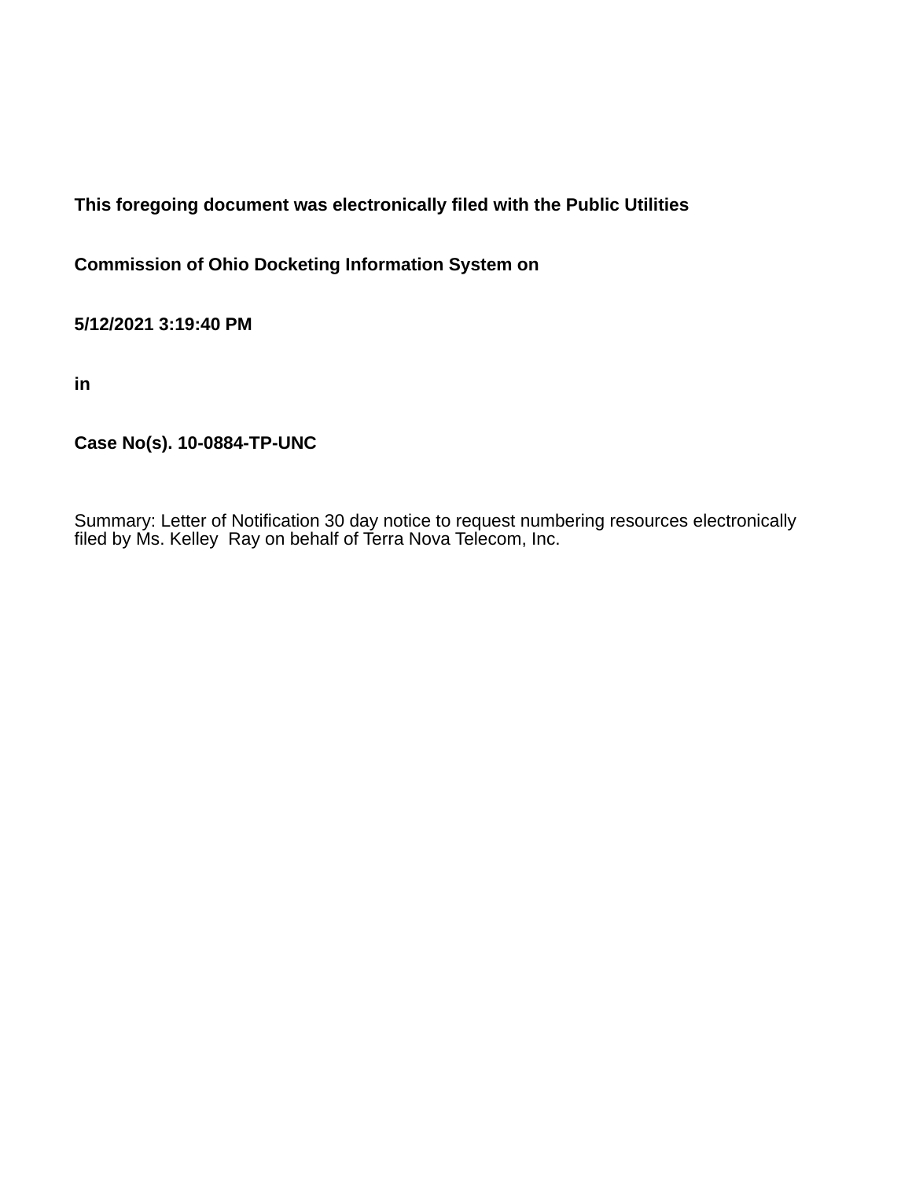**This foregoing document was electronically filed with the Public Utilities**

**Commission of Ohio Docketing Information System on**

**5/12/2021 3:19:40 PM**

**in**

**Case No(s). 10-0884-TP-UNC**

Summary: Letter of Notification 30 day notice to request numbering resources electronically filed by Ms. Kelley Ray on behalf of Terra Nova Telecom, Inc.